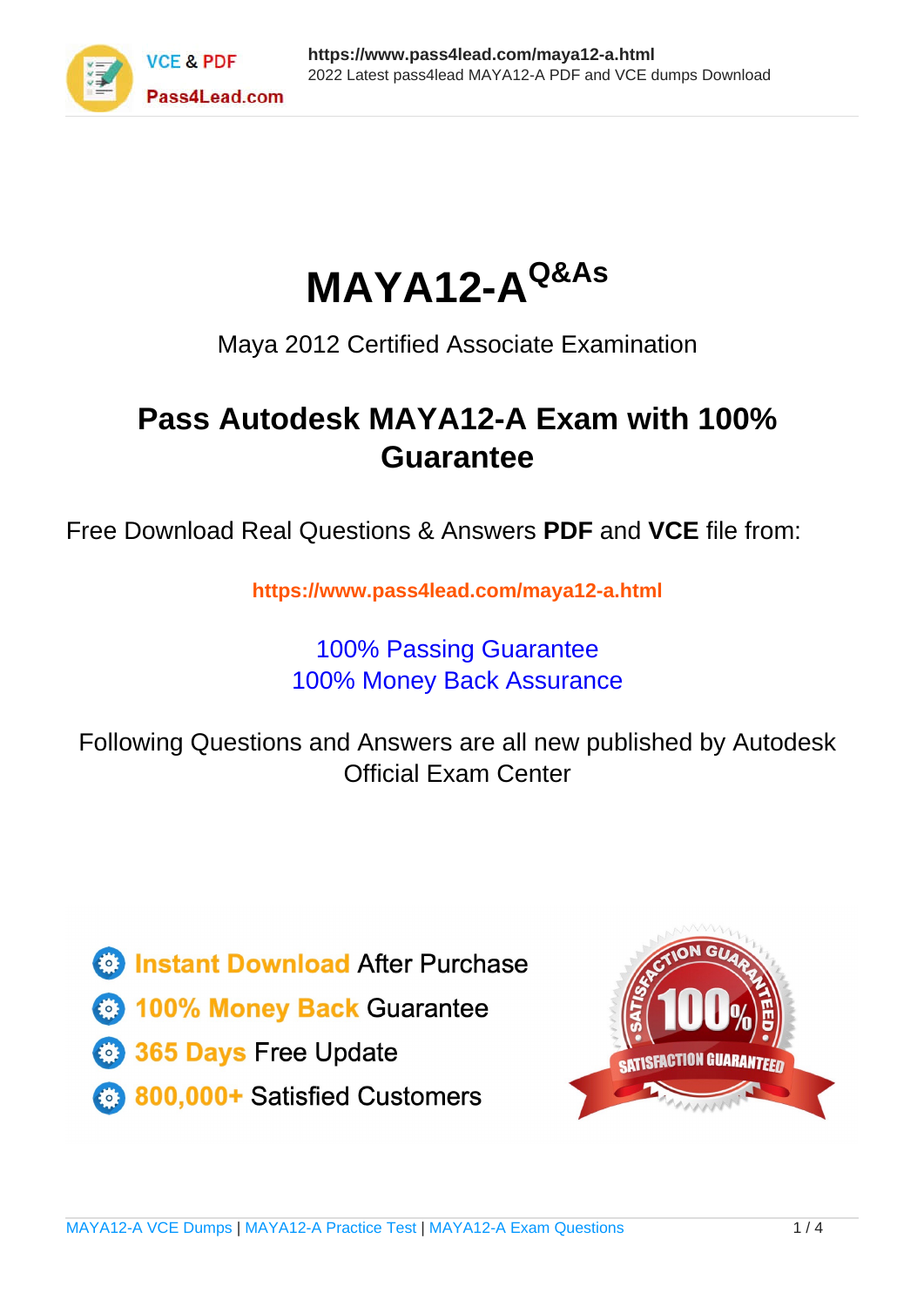# MAYA12-A$^{Q\&As}$

Maya 2012 Certified Associate Examination

## Pass Autodesk MAYA12-A Exam with 100% Guarantee

Free Download Real Questions & Answers **PDF** and **VCE** file from:

**https://www.pass4lead.com/maya12-a.html**

100% Passing Guarantee
100% Money Back Assurance

Following Questions and Answers are all new published by Autodesk Official Exam Center

- **Instant Download** After Purchase
- **100% Money Back** Guarantee
- **365 Days** Free Update
- **800,000+** Satisfied Customers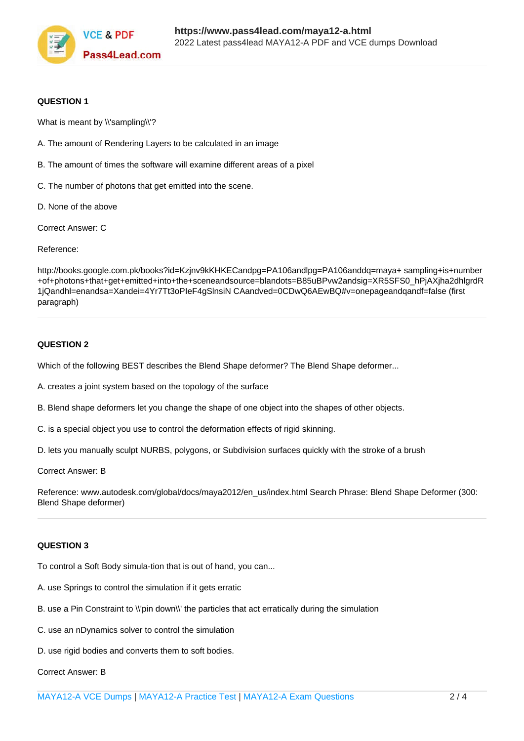**QUESTION 1**

What is meant by \\'sampling\\'?

A. The amount of Rendering Layers to be calculated in an image

B. The amount of times the software will examine different areas of a pixel

C. The number of photons that get emitted into the scene.

D. None of the above

Correct Answer: C

Reference:

http://books.google.com.pk/books?id=Kzjnv9kKHKECandpg=PA106andlpg=PA106anddq=maya+ sampling+is+number +of+photons+that+get+emitted+into+the+sceneandsource=blandots=B85uBPvw2andsig=XR5SFS0_hPjAXjha2dhlgrdR 1jQandhl=enandsa=Xandei=4Yr7Tt3oPIeF4gSlnsiN CAandved=0CDwQ6AEwBQ#v=onepageandqandf=false (first paragraph)

---

**QUESTION 2**

Which of the following BEST describes the Blend Shape deformer? The Blend Shape deformer...

A. creates a joint system based on the topology of the surface

B. Blend shape deformers let you change the shape of one object into the shapes of other objects.

C. is a special object you use to control the deformation effects of rigid skinning.

D. lets you manually sculpt NURBS, polygons, or Subdivision surfaces quickly with the stroke of a brush

Correct Answer: B

Reference: www.autodesk.com/global/docs/maya2012/en_us/index.html Search Phrase: Blend Shape Deformer (300: Blend Shape deformer)

---

**QUESTION 3**

To control a Soft Body simula-tion that is out of hand, you can...

A. use Springs to control the simulation if it gets erratic

B. use a Pin Constraint to \\'pin down\\' the particles that act erratically during the simulation

C. use an nDynamics solver to control the simulation

D. use rigid bodies and converts them to soft bodies.

Correct Answer: B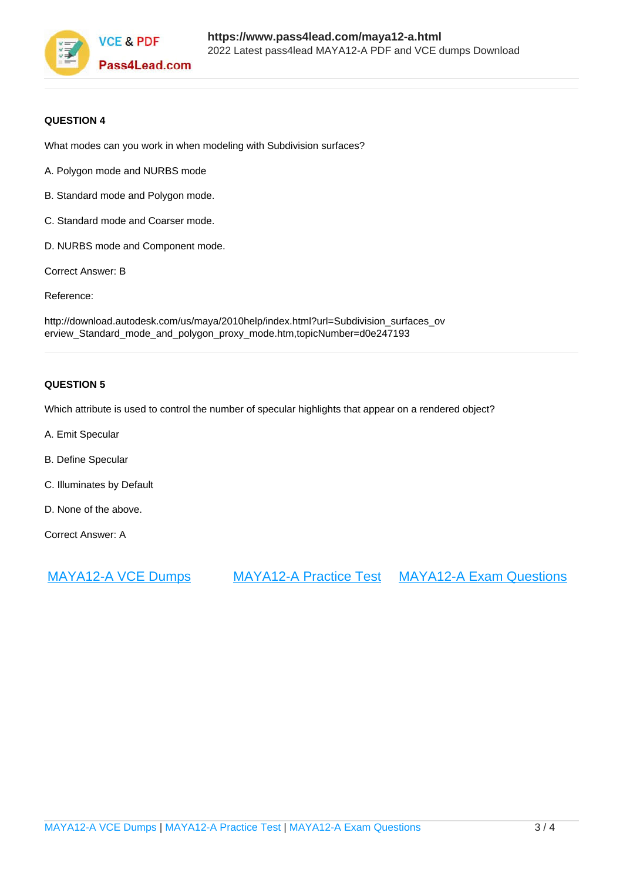**QUESTION 4**

What modes can you work in when modeling with Subdivision surfaces?

A. Polygon mode and NURBS mode

B. Standard mode and Polygon mode.

C. Standard mode and Coarser mode.

D. NURBS mode and Component mode.

Correct Answer: B

Reference:

http://download.autodesk.com/us/maya/2010help/index.html?url=Subdivision_surfaces_overview_Standard_mode_and_polygon_proxy_mode.htm,topicNumber=d0e247193

**QUESTION 5**

Which attribute is used to control the number of specular highlights that appear on a rendered object?

A. Emit Specular

B. Define Specular

C. Illuminates by Default

D. None of the above.

Correct Answer: A

[MAYA12-A VCE Dumps](https://www.pass4lead.com/maya12-a.html) [MAYA12-A Practice Test](https://www.pass4lead.com/maya12-a.html) [MAYA12-A Exam Questions](https://www.pass4lead.com/maya12-a.html)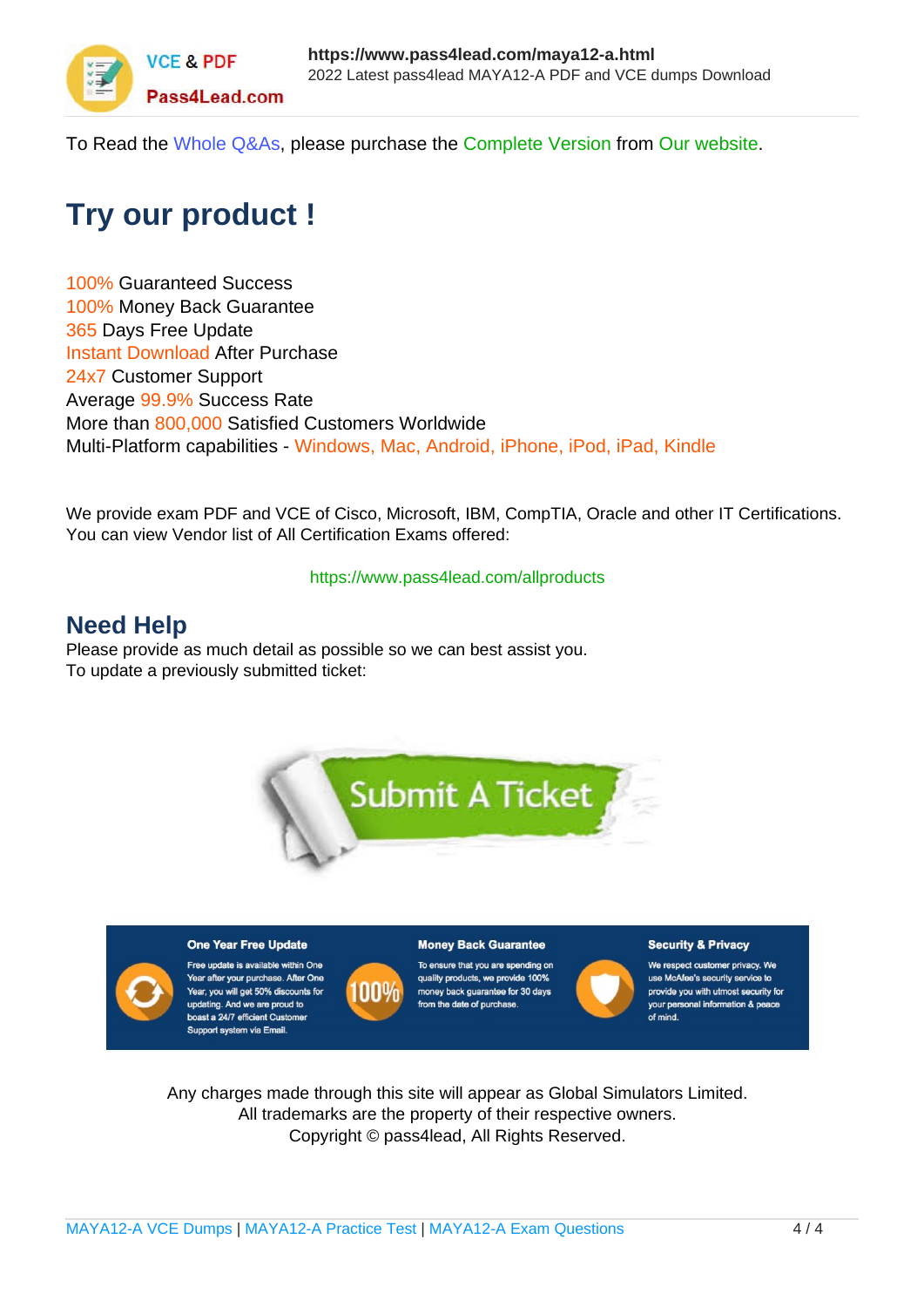To Read the Whole Q&As, please purchase the Complete Version from Our website.

# Try our product !

100% Guaranteed Success
100% Money Back Guarantee
365 Days Free Update
Instant Download After Purchase
24x7 Customer Support
Average 99.9% Success Rate
More than 800,000 Satisfied Customers Worldwide
Multi-Platform capabilities - Windows, Mac, Android, iPhone, iPod, iPad, Kindle

We provide exam PDF and VCE of Cisco, Microsoft, IBM, CompTIA, Oracle and other IT Certifications.
You can view Vendor list of All Certification Exams offered:

https://www.pass4lead.com/allproducts

## Need Help

Please provide as much detail as possible so we can best assist you.
To update a previously submitted ticket:

Submit A Ticket

**One Year Free Update**
Free update is available within One Year after your purchase. After One Year, you will get 50% discounts for updating. And we are proud to boast a 24/7 efficient Customer Support system via Email.

**Money Back Guarantee**
To ensure that you are spending on quality products, we provide 100% money back guarantee for 30 days from the date of purchase.

**Security & Privacy**
We respect customer privacy. We use McAfee's security service to provide you with utmost security for your personal information & peace of mind.

Any charges made through this site will appear as Global Simulators Limited.
All trademarks are the property of their respective owners.
Copyright © pass4lead, All Rights Reserved.